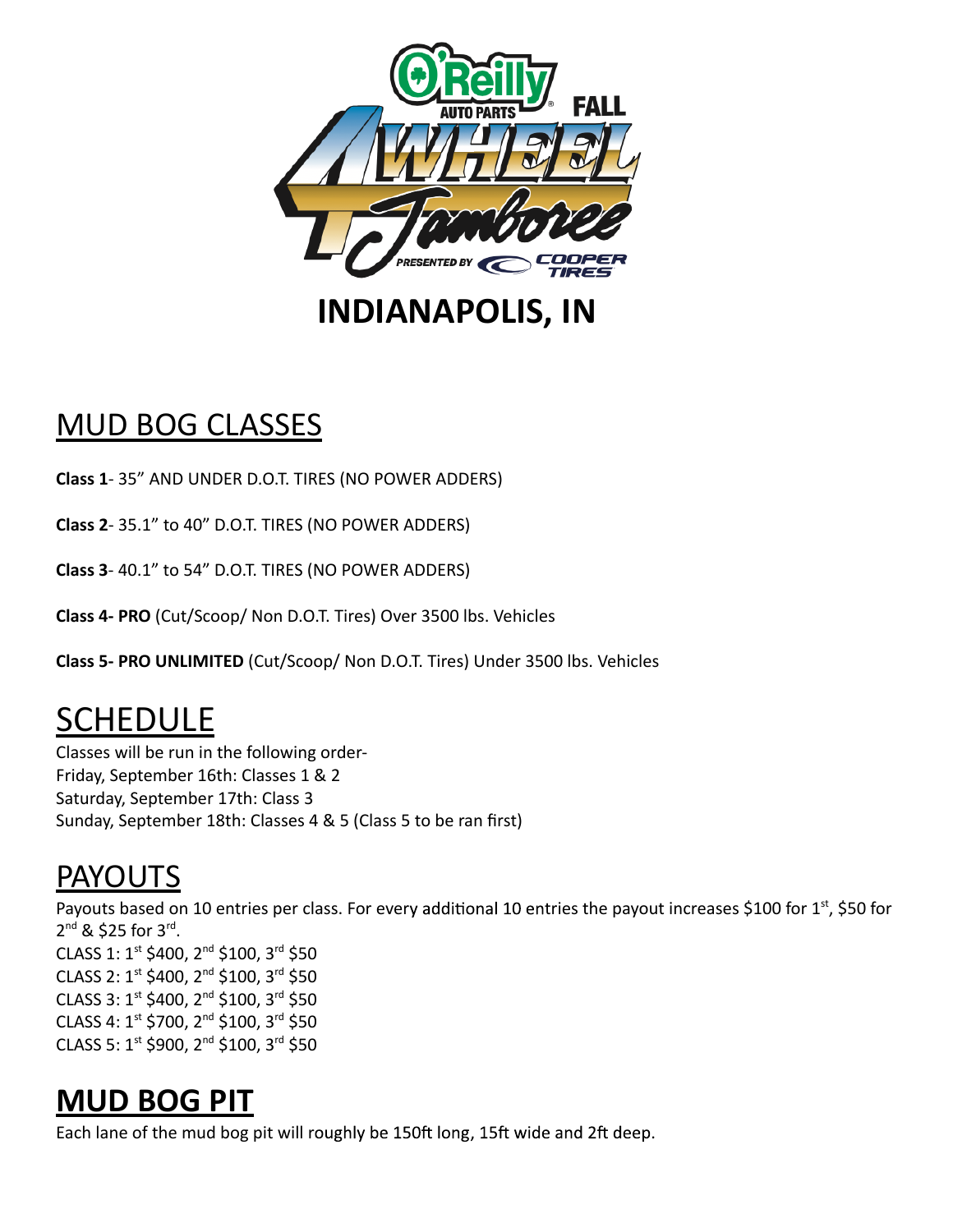# INDIANAPOLIS, IN

## MUD BOG CLASSES

**Class 1**- 35" AND UNDER D.O.T. TIRES (NO POWER ADDERS)

**Class 2**- 35.1" to 40" D.O.T. TIRES (NO POWER ADDERS)

**Class 3**- 40.1" to 54" D.O.T. TIRES (NO POWER ADDERS)

**Class 4- PRO** (Cut/Scoop/ Non D.O.T. Tires) Over 3500 lbs. Vehicles

**Class 5- PRO UNLIMITED** (Cut/Scoop/ Non D.O.T. Tires) Under 3500 lbs. Vehicles

## SCHEDULE

Classes will be run in the following order-
Friday, September 16th: Classes 1 & 2
Saturday, September 17th: Class 3
Sunday, September 18th: Classes 4 & 5 (Class 5 to be ran first)

## PAYOUTS

Payouts based on 10 entries per class. For every additional 10 entries the payout increases $100 for 1st, $50 for 2nd & $25 for 3rd.
CLASS 1: 1st $400, 2nd $100, 3rd $50
CLASS 2: 1st $400, 2nd $100, 3rd $50
CLASS 3: 1st $400, 2nd $100, 3rd $50
CLASS 4: 1st $700, 2nd $100, 3rd $50
CLASS 5: 1st $900, 2nd $100, 3rd $50

## **MUD BOG PIT**

Each lane of the mud bog pit will roughly be 150ft long, 15ft wide and 2ft deep.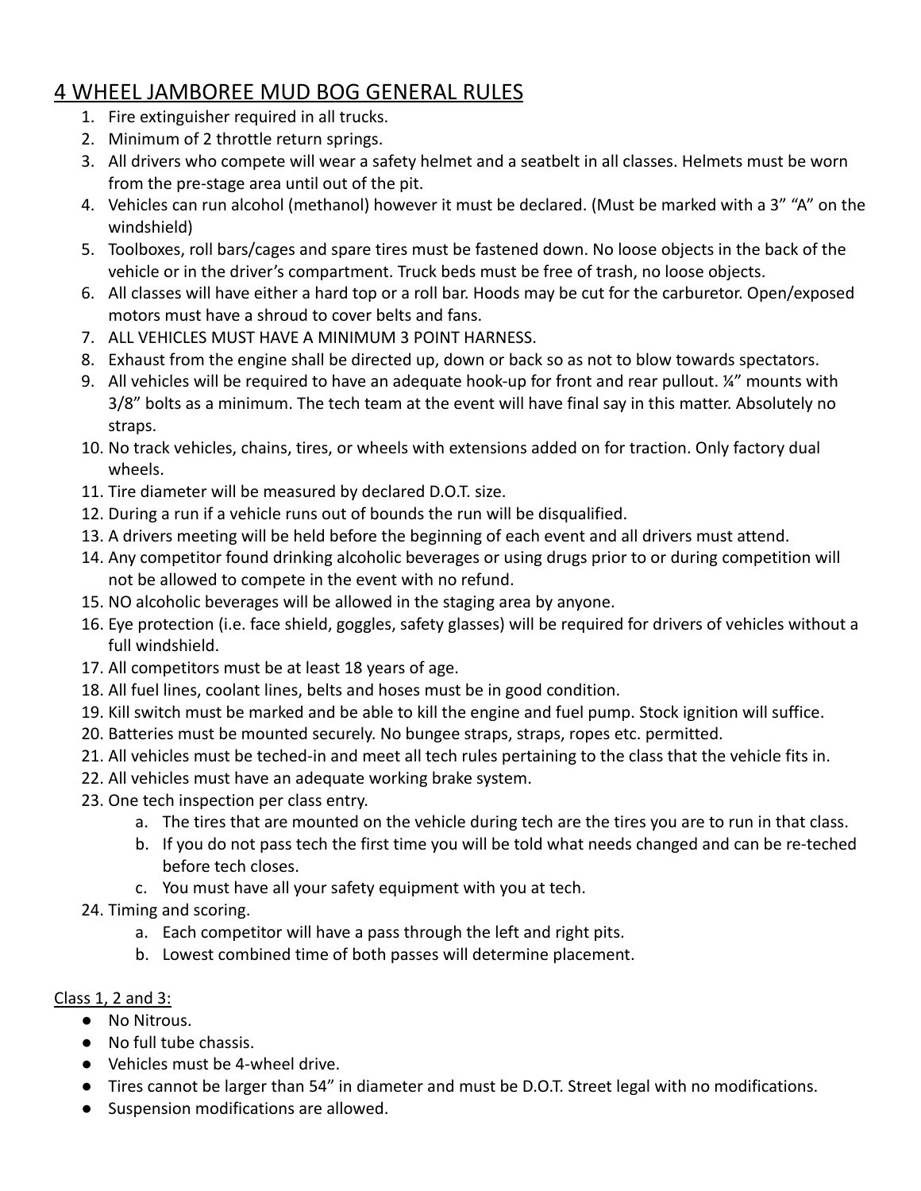# 4 WHEEL JAMBOREE MUD BOG GENERAL RULES

1. Fire extinguisher required in all trucks.
2. Minimum of 2 throttle return springs.
3. All drivers who compete will wear a safety helmet and a seatbelt in all classes. Helmets must be worn from the pre-stage area until out of the pit.
4. Vehicles can run alcohol (methanol) however it must be declared. (Must be marked with a 3" "A" on the windshield)
5. Toolboxes, roll bars/cages and spare tires must be fastened down. No loose objects in the back of the vehicle or in the driver's compartment. Truck beds must be free of trash, no loose objects.
6. All classes will have either a hard top or a roll bar. Hoods may be cut for the carburetor. Open/exposed motors must have a shroud to cover belts and fans.
7. ALL VEHICLES MUST HAVE A MINIMUM 3 POINT HARNESS.
8. Exhaust from the engine shall be directed up, down or back so as not to blow towards spectators.
9. All vehicles will be required to have an adequate hook-up for front and rear pullout. ¼" mounts with 3/8" bolts as a minimum. The tech team at the event will have final say in this matter. Absolutely no straps.
10. No track vehicles, chains, tires, or wheels with extensions added on for traction. Only factory dual wheels.
11. Tire diameter will be measured by declared D.O.T. size.
12. During a run if a vehicle runs out of bounds the run will be disqualified.
13. A drivers meeting will be held before the beginning of each event and all drivers must attend.
14. Any competitor found drinking alcoholic beverages or using drugs prior to or during competition will not be allowed to compete in the event with no refund.
15. NO alcoholic beverages will be allowed in the staging area by anyone.
16. Eye protection (i.e. face shield, goggles, safety glasses) will be required for drivers of vehicles without a full windshield.
17. All competitors must be at least 18 years of age.
18. All fuel lines, coolant lines, belts and hoses must be in good condition.
19. Kill switch must be marked and be able to kill the engine and fuel pump. Stock ignition will suffice.
20. Batteries must be mounted securely. No bungee straps, straps, ropes etc. permitted.
21. All vehicles must be teched-in and meet all tech rules pertaining to the class that the vehicle fits in.
22. All vehicles must have an adequate working brake system.
23. One tech inspection per class entry.
    a. The tires that are mounted on the vehicle during tech are the tires you are to run in that class.
    b. If you do not pass tech the first time you will be told what needs changed and can be re-teched before tech closes.
    c. You must have all your safety equipment with you at tech.
24. Timing and scoring.
    a. Each competitor will have a pass through the left and right pits.
    b. Lowest combined time of both passes will determine placement.

Class 1, 2 and 3:

- No Nitrous.
- No full tube chassis.
- Vehicles must be 4-wheel drive.
- Tires cannot be larger than 54" in diameter and must be D.O.T. Street legal with no modifications.
- Suspension modifications are allowed.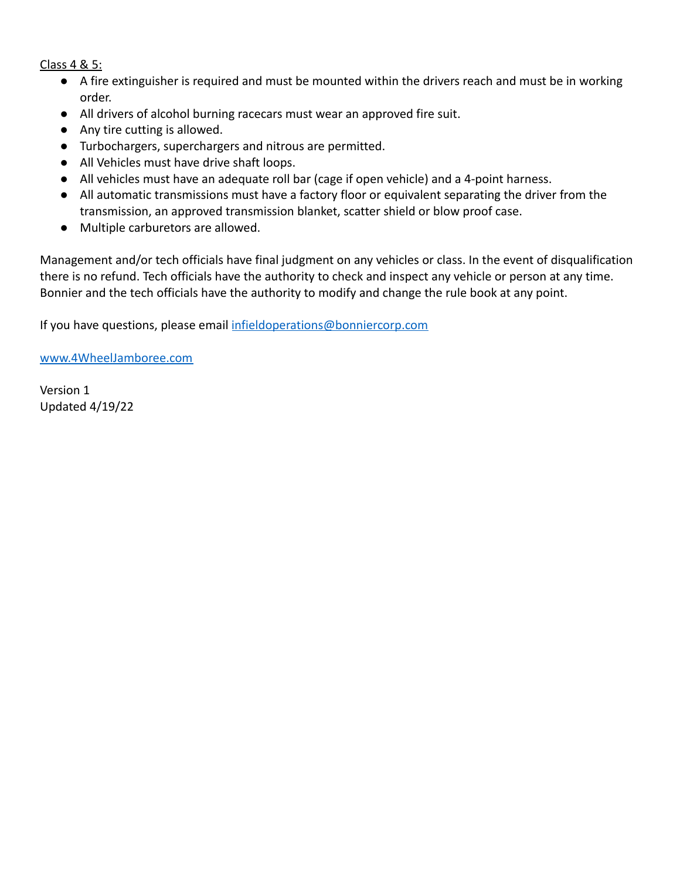Class 4 & 5:

- A fire extinguisher is required and must be mounted within the drivers reach and must be in working order.
- All drivers of alcohol burning racecars must wear an approved fire suit.
- Any tire cutting is allowed.
- Turbochargers, superchargers and nitrous are permitted.
- All Vehicles must have drive shaft loops.
- All vehicles must have an adequate roll bar (cage if open vehicle) and a 4-point harness.
- All automatic transmissions must have a factory floor or equivalent separating the driver from the transmission, an approved transmission blanket, scatter shield or blow proof case.
- Multiple carburetors are allowed.

Management and/or tech officials have final judgment on any vehicles or class. In the event of disqualification there is no refund. Tech officials have the authority to check and inspect any vehicle or person at any time. Bonnier and the tech officials have the authority to modify and change the rule book at any point.

If you have questions, please email [infieldoperations@bonniercorp.com](mailto:infieldoperations@bonniercorp.com)

[www.4WheelJamboree.com](http://www.4WheelJamboree.com)

Version 1
Updated 4/19/22